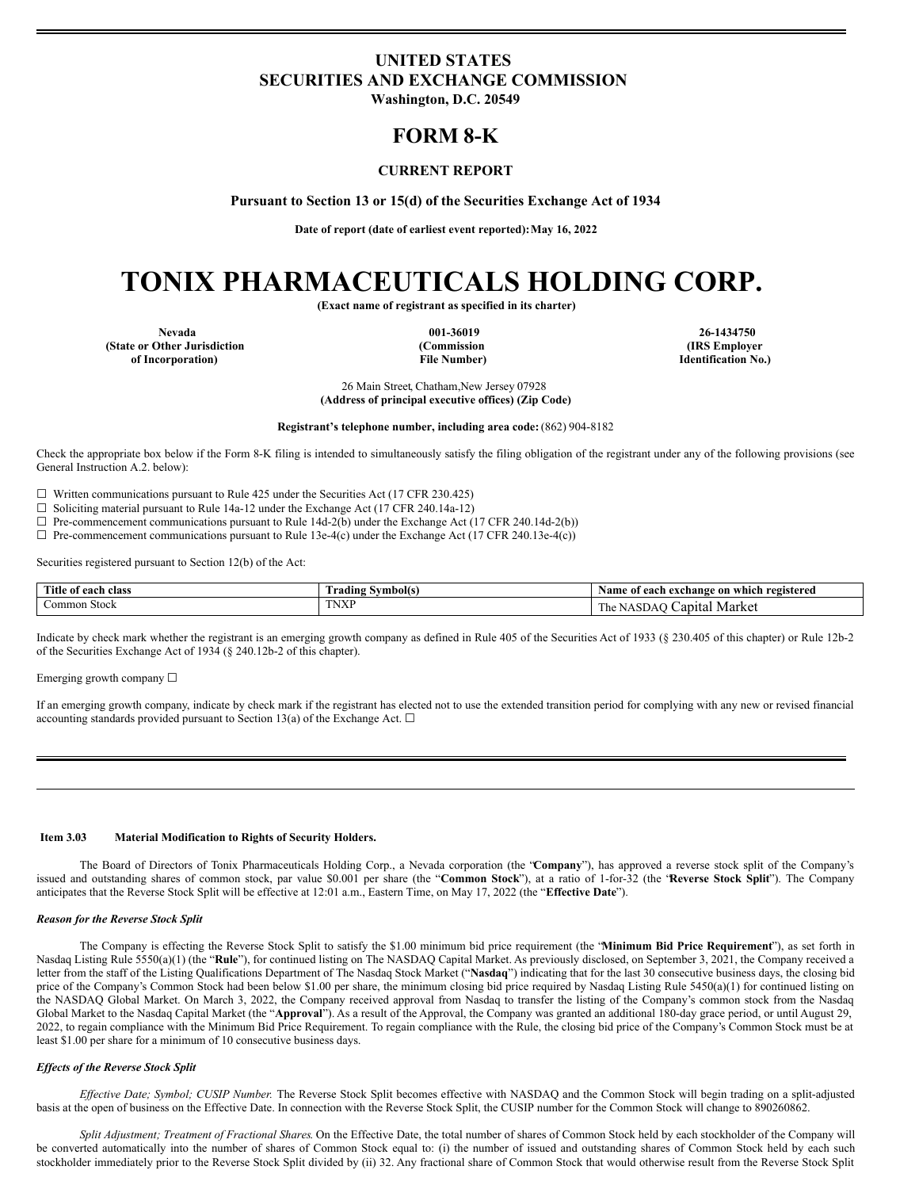# UNITED STATES
# SECURITIES AND EXCHANGE COMMISSION

**Washington, D.C. 20549**

# FORM 8-K

**CURRENT REPORT**

**Pursuant to Section 13 or 15(d) of the Securities Exchange Act of 1934**

**Date of report (date of earliest event reported): May 16, 2022**

# TONIX PHARMACEUTICALS HOLDING CORP.

**(Exact name of registrant as specified in its charter)**

| Nevada | 001-36019 | 26-1434750 |
|---|---|---|
| **(State or Other Jurisdiction of Incorporation)** | **(Commission File Number)** | **(IRS Employer Identification No.)** |

26 Main Street, Chatham, New Jersey 07928
**(Address of principal executive offices) (Zip Code)**

**Registrant's telephone number, including area code:** (862) 904-8182

Check the appropriate box below if the Form 8-K filing is intended to simultaneously satisfy the filing obligation of the registrant under any of the following provisions (see General Instruction A.2. below):

☐ Written communications pursuant to Rule 425 under the Securities Act (17 CFR 230.425)
☐ Soliciting material pursuant to Rule 14a-12 under the Exchange Act (17 CFR 240.14a-12)
☐ Pre-commencement communications pursuant to Rule 14d-2(b) under the Exchange Act (17 CFR 240.14d-2(b))
☐ Pre-commencement communications pursuant to Rule 13e-4(c) under the Exchange Act (17 CFR 240.13e-4(c))

Securities registered pursuant to Section 12(b) of the Act:

| Title of each class | Trading Symbol(s) | Name of each exchange on which registered |
|---|---|---|
| Common Stock | TNXP | The NASDAQ Capital Market |

Indicate by check mark whether the registrant is an emerging growth company as defined in Rule 405 of the Securities Act of 1933 (§ 230.405 of this chapter) or Rule 12b-2 of the Securities Exchange Act of 1934 (§ 240.12b-2 of this chapter).

Emerging growth company ☐

If an emerging growth company, indicate by check mark if the registrant has elected not to use the extended transition period for complying with any new or revised financial accounting standards provided pursuant to Section 13(a) of the Exchange Act. ☐

---

**Item 3.03 Material Modification to Rights of Security Holders.**

The Board of Directors of Tonix Pharmaceuticals Holding Corp., a Nevada corporation (the "**Company**"), has approved a reverse stock split of the Company's issued and outstanding shares of common stock, par value $0.001 per share (the "**Common Stock**"), at a ratio of 1-for-32 (the "**Reverse Stock Split**"). The Company anticipates that the Reverse Stock Split will be effective at 12:01 a.m., Eastern Time, on May 17, 2022 (the "**Effective Date**").

***Reason for the Reverse Stock Split***

The Company is effecting the Reverse Stock Split to satisfy the $1.00 minimum bid price requirement (the "**Minimum Bid Price Requirement**"), as set forth in Nasdaq Listing Rule 5550(a)(1) (the "**Rule**"), for continued listing on The NASDAQ Capital Market. As previously disclosed, on September 3, 2021, the Company received a letter from the staff of the Listing Qualifications Department of The Nasdaq Stock Market ("**Nasdaq**") indicating that for the last 30 consecutive business days, the closing bid price of the Company's Common Stock had been below $1.00 per share, the minimum closing bid price required by Nasdaq Listing Rule 5450(a)(1) for continued listing on the NASDAQ Global Market. On March 3, 2022, the Company received approval from Nasdaq to transfer the listing of the Company's common stock from the Nasdaq Global Market to the Nasdaq Capital Market (the "**Approval**"). As a result of the Approval, the Company was granted an additional 180-day grace period, or until August 29, 2022, to regain compliance with the Minimum Bid Price Requirement. To regain compliance with the Rule, the closing bid price of the Company's Common Stock must be at least $1.00 per share for a minimum of 10 consecutive business days.

***Effects of the Reverse Stock Split***

*Effective Date; Symbol; CUSIP Number.* The Reverse Stock Split becomes effective with NASDAQ and the Common Stock will begin trading on a split-adjusted basis at the open of business on the Effective Date. In connection with the Reverse Stock Split, the CUSIP number for the Common Stock will change to 890260862.

*Split Adjustment; Treatment of Fractional Shares.* On the Effective Date, the total number of shares of Common Stock held by each stockholder of the Company will be converted automatically into the number of shares of Common Stock equal to: (i) the number of issued and outstanding shares of Common Stock held by each such stockholder immediately prior to the Reverse Stock Split divided by (ii) 32. Any fractional share of Common Stock that would otherwise result from the Reverse Stock Split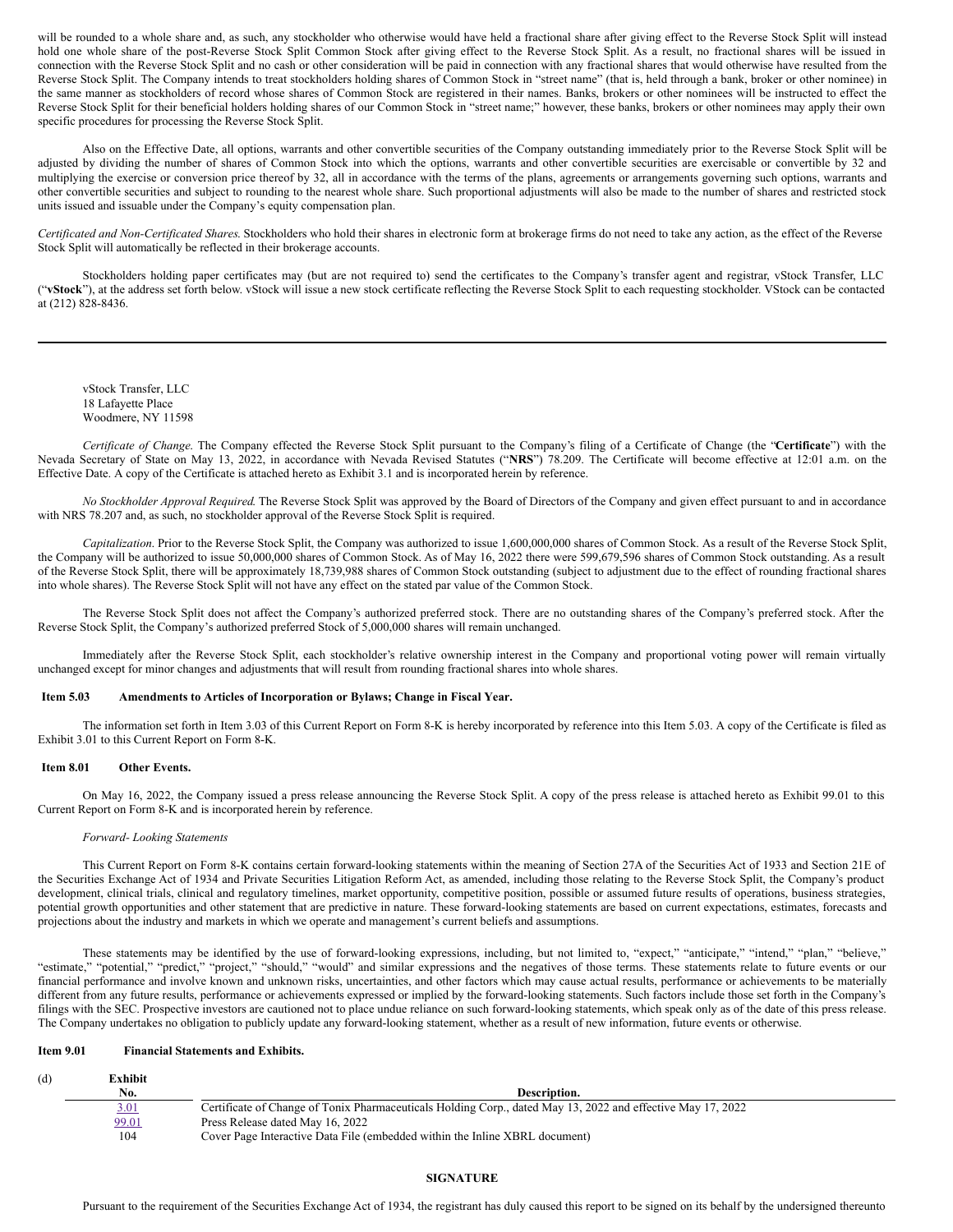will be rounded to a whole share and, as such, any stockholder who otherwise would have held a fractional share after giving effect to the Reverse Stock Split will instead hold one whole share of the post-Reverse Stock Split Common Stock after giving effect to the Reverse Stock Split. As a result, no fractional shares will be issued in connection with the Reverse Stock Split and no cash or other consideration will be paid in connection with any fractional shares that would otherwise have resulted from the Reverse Stock Split. The Company intends to treat stockholders holding shares of Common Stock in "street name" (that is, held through a bank, broker or other nominee) in the same manner as stockholders of record whose shares of Common Stock are registered in their names. Banks, brokers or other nominees will be instructed to effect the Reverse Stock Split for their beneficial holders holding shares of our Common Stock in "street name;" however, these banks, brokers or other nominees may apply their own specific procedures for processing the Reverse Stock Split.

Also on the Effective Date, all options, warrants and other convertible securities of the Company outstanding immediately prior to the Reverse Stock Split will be adjusted by dividing the number of shares of Common Stock into which the options, warrants and other convertible securities are exercisable or convertible by 32 and multiplying the exercise or conversion price thereof by 32, all in accordance with the terms of the plans, agreements or arrangements governing such options, warrants and other convertible securities and subject to rounding to the nearest whole share. Such proportional adjustments will also be made to the number of shares and restricted stock units issued and issuable under the Company's equity compensation plan.

*Certificated and Non-Certificated Shares.* Stockholders who hold their shares in electronic form at brokerage firms do not need to take any action, as the effect of the Reverse Stock Split will automatically be reflected in their brokerage accounts.

Stockholders holding paper certificates may (but are not required to) send the certificates to the Company's transfer agent and registrar, vStock Transfer, LLC ("**vStock**"), at the address set forth below. vStock will issue a new stock certificate reflecting the Reverse Stock Split to each requesting stockholder. VStock can be contacted at (212) 828-8436.

vStock Transfer, LLC
18 Lafayette Place
Woodmere, NY 11598

*Certificate of Change.* The Company effected the Reverse Stock Split pursuant to the Company's filing of a Certificate of Change (the "**Certificate**") with the Nevada Secretary of State on May 13, 2022, in accordance with Nevada Revised Statutes ("**NRS**") 78.209. The Certificate will become effective at 12:01 a.m. on the Effective Date. A copy of the Certificate is attached hereto as Exhibit 3.1 and is incorporated herein by reference.

*No Stockholder Approval Required.* The Reverse Stock Split was approved by the Board of Directors of the Company and given effect pursuant to and in accordance with NRS 78.207 and, as such, no stockholder approval of the Reverse Stock Split is required.

*Capitalization*. Prior to the Reverse Stock Split, the Company was authorized to issue 1,600,000,000 shares of Common Stock. As a result of the Reverse Stock Split, the Company will be authorized to issue 50,000,000 shares of Common Stock. As of May 16, 2022 there were 599,679,596 shares of Common Stock outstanding. As a result of the Reverse Stock Split, there will be approximately 18,739,988 shares of Common Stock outstanding (subject to adjustment due to the effect of rounding fractional shares into whole shares). The Reverse Stock Split will not have any effect on the stated par value of the Common Stock.

The Reverse Stock Split does not affect the Company's authorized preferred stock. There are no outstanding shares of the Company's preferred stock. After the Reverse Stock Split, the Company's authorized preferred Stock of 5,000,000 shares will remain unchanged.

Immediately after the Reverse Stock Split, each stockholder's relative ownership interest in the Company and proportional voting power will remain virtually unchanged except for minor changes and adjustments that will result from rounding fractional shares into whole shares.

**Item 5.03 Amendments to Articles of Incorporation or Bylaws; Change in Fiscal Year.**

The information set forth in Item 3.03 of this Current Report on Form 8-K is hereby incorporated by reference into this Item 5.03. A copy of the Certificate is filed as Exhibit 3.01 to this Current Report on Form 8-K.

**Item 8.01 Other Events.**

On May 16, 2022, the Company issued a press release announcing the Reverse Stock Split. A copy of the press release is attached hereto as Exhibit 99.01 to this Current Report on Form 8-K and is incorporated herein by reference.

*Forward- Looking Statements*

This Current Report on Form 8-K contains certain forward-looking statements within the meaning of Section 27A of the Securities Act of 1933 and Section 21E of the Securities Exchange Act of 1934 and Private Securities Litigation Reform Act, as amended, including those relating to the Reverse Stock Split, the Company's product development, clinical trials, clinical and regulatory timelines, market opportunity, competitive position, possible or assumed future results of operations, business strategies, potential growth opportunities and other statement that are predictive in nature. These forward-looking statements are based on current expectations, estimates, forecasts and projections about the industry and markets in which we operate and management's current beliefs and assumptions.

These statements may be identified by the use of forward-looking expressions, including, but not limited to, "expect," "anticipate," "intend," "plan," "believe," "estimate," "potential," "predict," "project," "should," "would" and similar expressions and the negatives of those terms. These statements relate to future events or our financial performance and involve known and unknown risks, uncertainties, and other factors which may cause actual results, performance or achievements to be materially different from any future results, performance or achievements expressed or implied by the forward-looking statements. Such factors include those set forth in the Company's filings with the SEC. Prospective investors are cautioned not to place undue reliance on such forward-looking statements, which speak only as of the date of this press release. The Company undertakes no obligation to publicly update any forward-looking statement, whether as a result of new information, future events or otherwise.

**Item 9.01 Financial Statements and Exhibits.**

(d)

| Exhibit No. | Description. |
|---|---|
| 3.01 | Certificate of Change of Tonix Pharmaceuticals Holding Corp., dated May 13, 2022 and effective May 17, 2022 |
| 99.01 | Press Release dated May 16, 2022 |
| 104 | Cover Page Interactive Data File (embedded within the Inline XBRL document) |

**SIGNATURE**

Pursuant to the requirement of the Securities Exchange Act of 1934, the registrant has duly caused this report to be signed on its behalf by the undersigned thereunto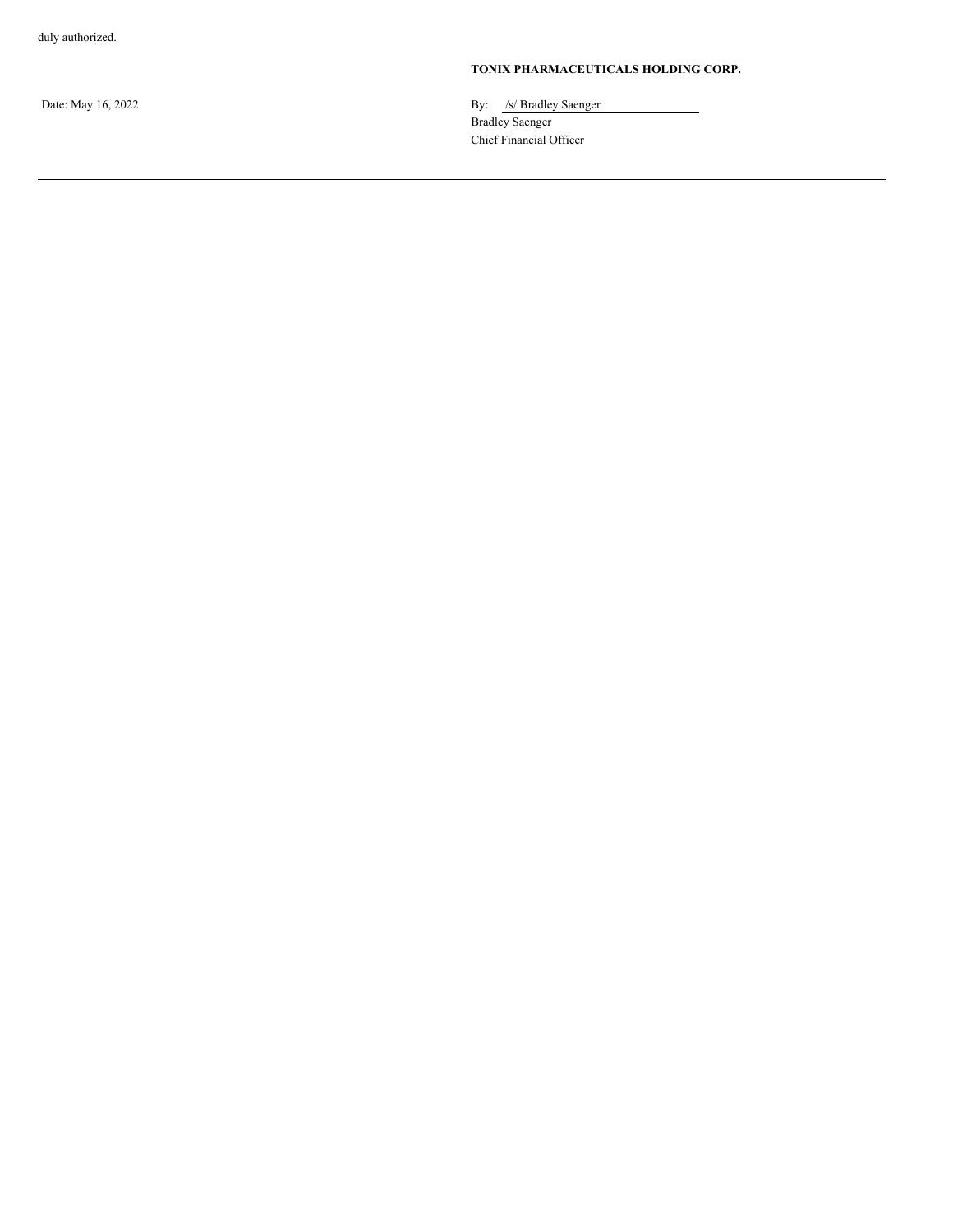duly authorized.

**TONIX PHARMACEUTICALS HOLDING CORP.**

Date: May 16, 2022

By: /s/ Bradley Saenger
Bradley Saenger
Chief Financial Officer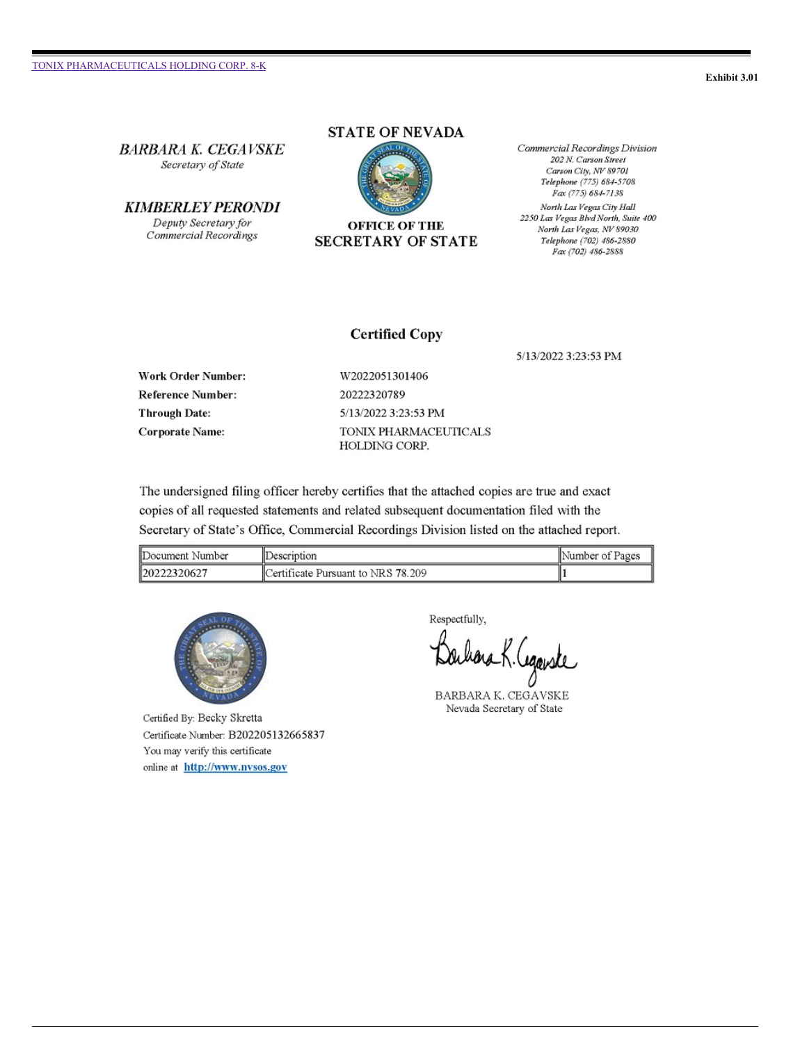Exhibit 3.01

*BARBARA K. CEGAVSKE*
*Secretary of State*

*KIMBERLEY PERONDI*
*Deputy Secretary for Commercial Recordings*

**STATE OF NEVADA**

**OFFICE OF THE SECRETARY OF STATE**

*Commercial Recordings Division*
*202 N. Carson Street*
*Carson City, NV 89701*
*Telephone (775) 684-5708*
*Fax (775) 684-7138*

*North Las Vegas City Hall*
*2250 Las Vegas Blvd North, Suite 400*
*North Las Vegas, NV 89030*
*Telephone (702) 486-2880*
*Fax (702) 486-2888*

## Certified Copy

5/13/2022 3:23:53 PM

**Work Order Number:** W2022051301406

**Reference Number:** 20222320789

**Through Date:** 5/13/2022 3:23:53 PM

**Corporate Name:** TONIX PHARMACEUTICALS HOLDING CORP.

The undersigned filing officer hereby certifies that the attached copies are true and exact copies of all requested statements and related subsequent documentation filed with the Secretary of State's Office, Commercial Recordings Division listed on the attached report.

| Document Number | Description | Number of Pages |
|---|---|---|
| 20222320627 | Certificate Pursuant to NRS 78.209 | 1 |

Respectfully,

BARBARA K. CEGAVSKE
Nevada Secretary of State

Certified By: Becky Skretta
Certificate Number: B202205132665837
You may verify this certificate online at http://www.nvsos.gov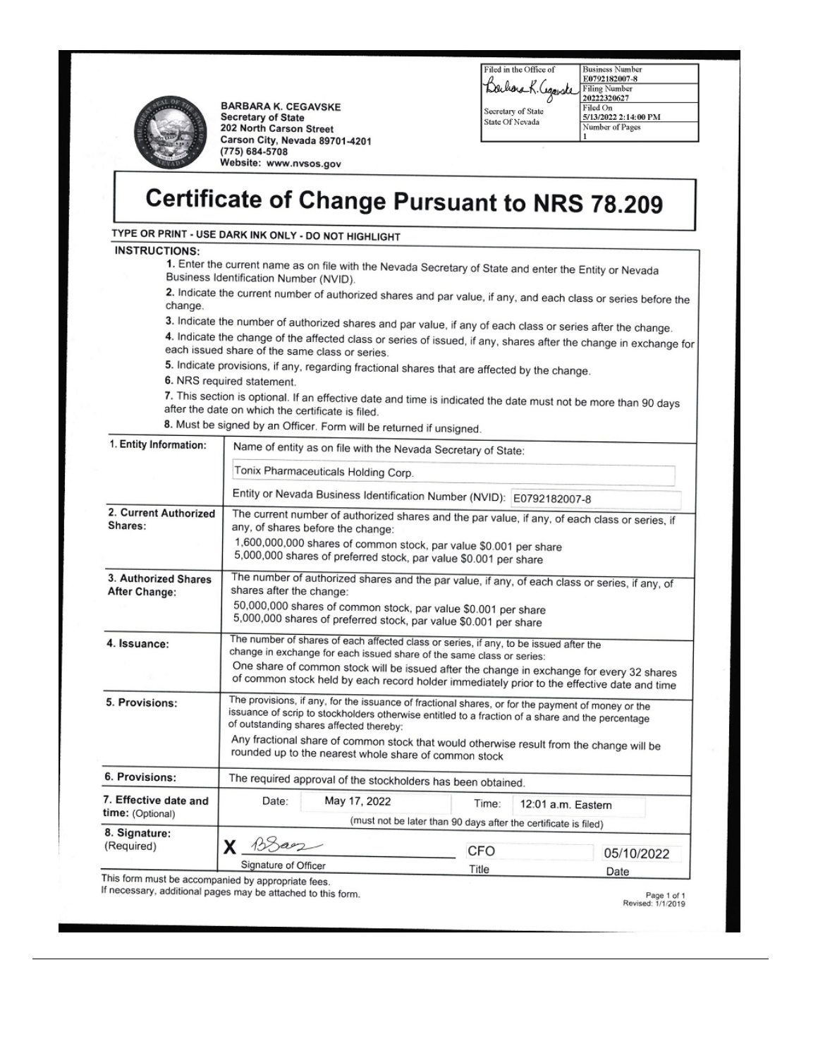BARBARA K. CEGAVSKE
Secretary of State
202 North Carson Street
Carson City, Nevada 89701-4201
(775) 684-5708
Website: www.nvsos.gov

| Filed in the Office of | Business Number E0792182007-8 |
|---|---|
| Barbara K. Cegavske | Filing Number 20222320627 |
| Secretary of State State Of Nevada | Filed On 5/13/2022 2:14:00 PM |
| | Number of Pages 1 |

# Certificate of Change Pursuant to NRS 78.209

TYPE OR PRINT - USE DARK INK ONLY - DO NOT HIGHLIGHT

**INSTRUCTIONS:**

1. Enter the current name as on file with the Nevada Secretary of State and enter the Entity or Nevada Business Identification Number (NVID).
2. Indicate the current number of authorized shares and par value, if any, and each class or series before the change.
3. Indicate the number of authorized shares and par value, if any of each class or series after the change.
4. Indicate the change of the affected class or series of issued, if any, shares after the change in exchange for each issued share of the same class or series.
5. Indicate provisions, if any, regarding fractional shares that are affected by the change.
6. NRS required statement.
7. This section is optional. If an effective date and time is indicated the date must not be more than 90 days after the date on which the certificate is filed.
8. Must be signed by an Officer. Form will be returned if unsigned.

| | |
|---|---|
| **1. Entity Information:** | Name of entity as on file with the Nevada Secretary of State: Tonix Pharmaceuticals Holding Corp. <br> Entity or Nevada Business Identification Number (NVID): E0792182007-8 |
| **2. Current Authorized Shares:** | The current number of authorized shares and the par value, if any, of each class or series, if any, of shares before the change: <br> 1,600,000,000 shares of common stock, par value $0.001 per share <br> 5,000,000 shares of preferred stock, par value $0.001 per share |
| **3. Authorized Shares After Change:** | The number of authorized shares and the par value, if any, of each class or series, if any, of shares after the change: <br> 50,000,000 shares of common stock, par value $0.001 per share <br> 5,000,000 shares of preferred stock, par value $0.001 per share |
| **4. Issuance:** | The number of shares of each affected class or series, if any, to be issued after the change in exchange for each issued share of the same class or series: <br> One share of common stock will be issued after the change in exchange for every 32 shares of common stock held by each record holder immediately prior to the effective date and time |
| **5. Provisions:** | The provisions, if any, for the issuance of fractional shares, or for the payment of money or the issuance of scrip to stockholders otherwise entitled to a fraction of a share and the percentage of outstanding shares affected thereby: <br> Any fractional share of common stock that would otherwise result from the change will be rounded up to the nearest whole share of common stock |
| **6. Provisions:** | The required approval of the stockholders has been obtained. |
| **7. Effective date and time:** (Optional) | Date: May 17, 2022 Time: 12:01 a.m. Eastern <br> (must not be later than 90 days after the certificate is filed) |
| **8. Signature:** (Required) | X [Signature] Signature of Officer — Title: CFO — Date: 05/10/2022 |

This form must be accompanied by appropriate fees.
If necessary, additional pages may be attached to this form.

Revised: 1/1/2019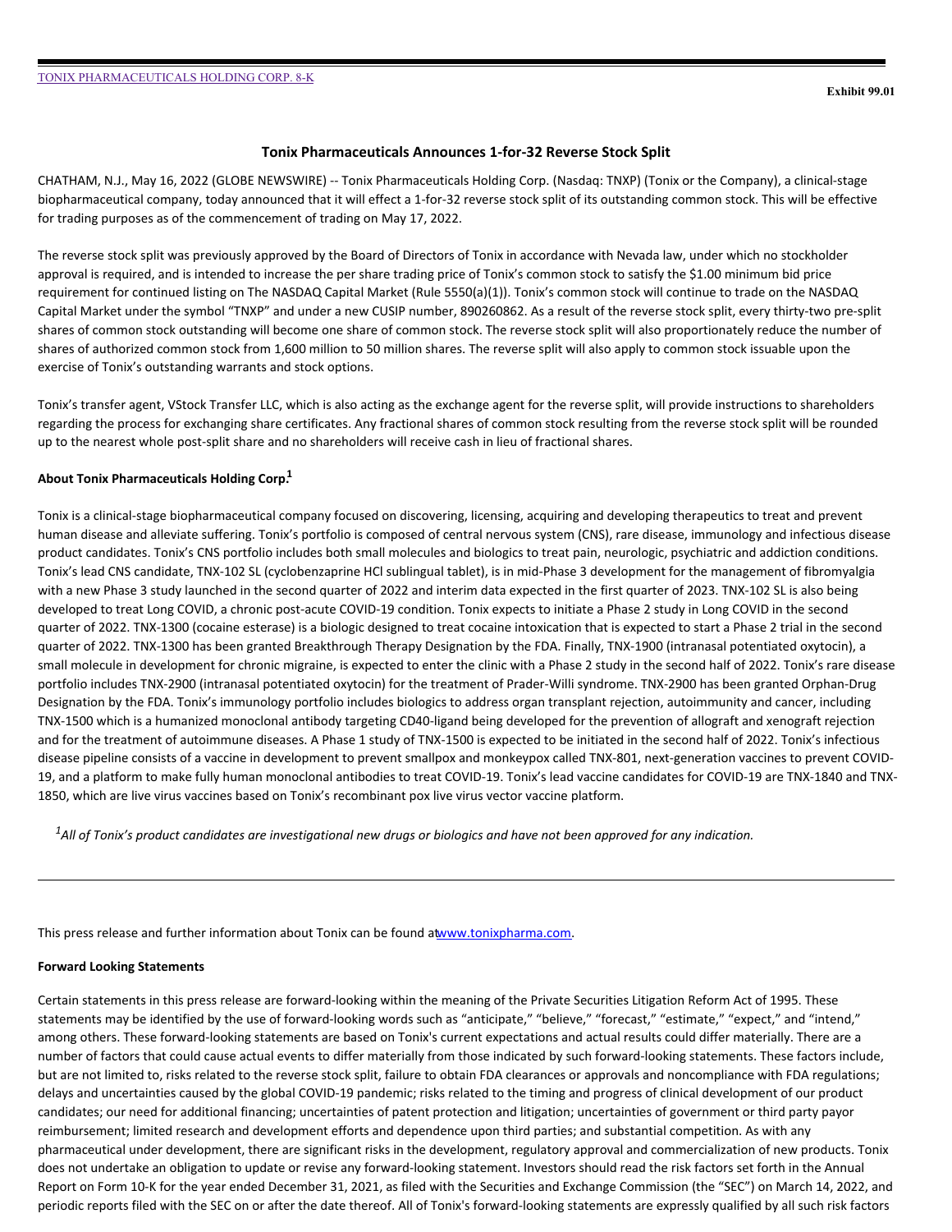Exhibit 99.01

### Tonix Pharmaceuticals Announces 1-for-32 Reverse Stock Split

CHATHAM, N.J., May 16, 2022 (GLOBE NEWSWIRE) -- Tonix Pharmaceuticals Holding Corp. (Nasdaq: TNXP) (Tonix or the Company), a clinical-stage biopharmaceutical company, today announced that it will effect a 1-for-32 reverse stock split of its outstanding common stock. This will be effective for trading purposes as of the commencement of trading on May 17, 2022.

The reverse stock split was previously approved by the Board of Directors of Tonix in accordance with Nevada law, under which no stockholder approval is required, and is intended to increase the per share trading price of Tonix's common stock to satisfy the $1.00 minimum bid price requirement for continued listing on The NASDAQ Capital Market (Rule 5550(a)(1)). Tonix's common stock will continue to trade on the NASDAQ Capital Market under the symbol "TNXP" and under a new CUSIP number, 890260862. As a result of the reverse stock split, every thirty-two pre-split shares of common stock outstanding will become one share of common stock. The reverse stock split will also proportionately reduce the number of shares of authorized common stock from 1,600 million to 50 million shares. The reverse split will also apply to common stock issuable upon the exercise of Tonix's outstanding warrants and stock options.

Tonix's transfer agent, VStock Transfer LLC, which is also acting as the exchange agent for the reverse split, will provide instructions to shareholders regarding the process for exchanging share certificates. Any fractional shares of common stock resulting from the reverse stock split will be rounded up to the nearest whole post-split share and no shareholders will receive cash in lieu of fractional shares.

**About Tonix Pharmaceuticals Holding Corp.[1]**

Tonix is a clinical-stage biopharmaceutical company focused on discovering, licensing, acquiring and developing therapeutics to treat and prevent human disease and alleviate suffering. Tonix's portfolio is composed of central nervous system (CNS), rare disease, immunology and infectious disease product candidates. Tonix's CNS portfolio includes both small molecules and biologics to treat pain, neurologic, psychiatric and addiction conditions. Tonix's lead CNS candidate, TNX-102 SL (cyclobenzaprine HCl sublingual tablet), is in mid-Phase 3 development for the management of fibromyalgia with a new Phase 3 study launched in the second quarter of 2022 and interim data expected in the first quarter of 2023. TNX-102 SL is also being developed to treat Long COVID, a chronic post-acute COVID-19 condition. Tonix expects to initiate a Phase 2 study in Long COVID in the second quarter of 2022. TNX-1300 (cocaine esterase) is a biologic designed to treat cocaine intoxication that is expected to start a Phase 2 trial in the second quarter of 2022. TNX-1300 has been granted Breakthrough Therapy Designation by the FDA. Finally, TNX-1900 (intranasal potentiated oxytocin), a small molecule in development for chronic migraine, is expected to enter the clinic with a Phase 2 study in the second half of 2022. Tonix's rare disease portfolio includes TNX-2900 (intranasal potentiated oxytocin) for the treatment of Prader-Willi syndrome. TNX-2900 has been granted Orphan-Drug Designation by the FDA. Tonix's immunology portfolio includes biologics to address organ transplant rejection, autoimmunity and cancer, including TNX-1500 which is a humanized monoclonal antibody targeting CD40-ligand being developed for the prevention of allograft and xenograft rejection and for the treatment of autoimmune diseases. A Phase 1 study of TNX-1500 is expected to be initiated in the second half of 2022. Tonix's infectious disease pipeline consists of a vaccine in development to prevent smallpox and monkeypox called TNX-801, next-generation vaccines to prevent COVID-19, and a platform to make fully human monoclonal antibodies to treat COVID-19. Tonix's lead vaccine candidates for COVID-19 are TNX-1840 and TNX-1850, which are live virus vaccines based on Tonix's recombinant pox live virus vector vaccine platform.

*[1]All of Tonix's product candidates are investigational new drugs or biologics and have not been approved for any indication.*

---

This press release and further information about Tonix can be found at www.tonixpharma.com.

**Forward Looking Statements**

Certain statements in this press release are forward-looking within the meaning of the Private Securities Litigation Reform Act of 1995. These statements may be identified by the use of forward-looking words such as "anticipate," "believe," "forecast," "estimate," "expect," and "intend," among others. These forward-looking statements are based on Tonix's current expectations and actual results could differ materially. There are a number of factors that could cause actual events to differ materially from those indicated by such forward-looking statements. These factors include, but are not limited to, risks related to the reverse stock split, failure to obtain FDA clearances or approvals and noncompliance with FDA regulations; delays and uncertainties caused by the global COVID-19 pandemic; risks related to the timing and progress of clinical development of our product candidates; our need for additional financing; uncertainties of patent protection and litigation; uncertainties of government or third party payor reimbursement; limited research and development efforts and dependence upon third parties; and substantial competition. As with any pharmaceutical under development, there are significant risks in the development, regulatory approval and commercialization of new products. Tonix does not undertake an obligation to update or revise any forward-looking statement. Investors should read the risk factors set forth in the Annual Report on Form 10-K for the year ended December 31, 2021, as filed with the Securities and Exchange Commission (the "SEC") on March 14, 2022, and periodic reports filed with the SEC on or after the date thereof. All of Tonix's forward-looking statements are expressly qualified by all such risk factors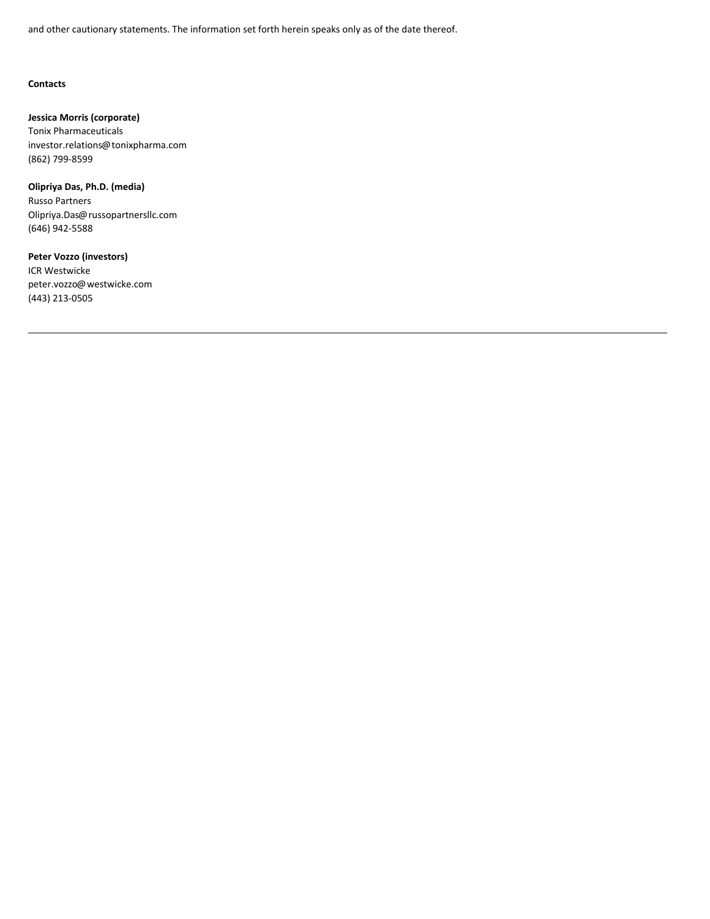and other cautionary statements. The information set forth herein speaks only as of the date thereof.

**Contacts**

**Jessica Morris (corporate)**
Tonix Pharmaceuticals
investor.relations@tonixpharma.com
(862) 799-8599

**Olipriya Das, Ph.D. (media)**
Russo Partners
Olipriya.Das@russopartnersllc.com
(646) 942-5588

**Peter Vozzo (investors)**
ICR Westwicke
peter.vozzo@westwicke.com
(443) 213-0505

---